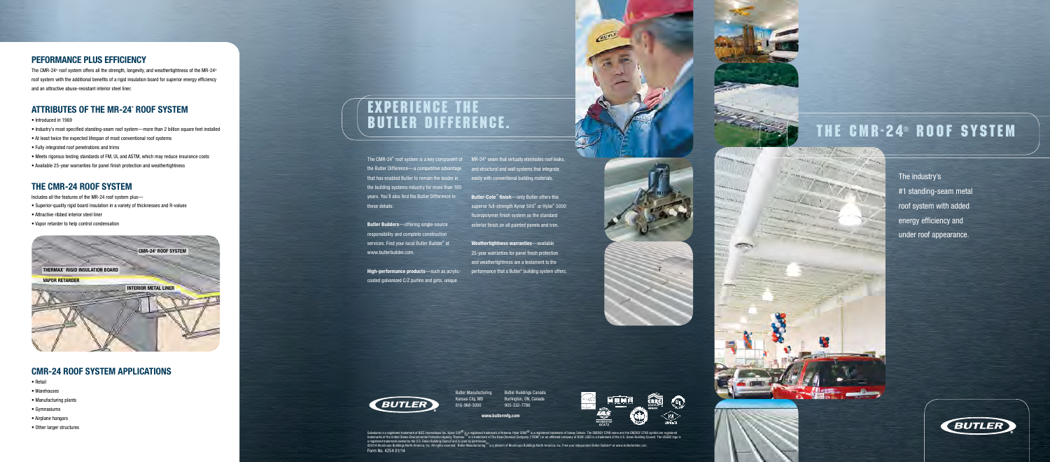## PEFORMANCE PLUS EFFICIENCY

The CMR-24® roof system offers all the strength, longevity, and weathertightness of the MR-24® roof system with the additional benefits of a rigid insulation board for superior energy efficiency and an attractive abuse-resistant interior steel liner.

## ATTRIBUTES OF THE MR-24® ROOF SYSTEM

- Introduced in 1969
- Industry's most specified standing-seam roof system—more than 2 billion square feet installed
- At least twice the expected lifespan of most conventional roof systems
- Fully integrated roof penetrations and trims
- Meets rigorous testing standards of FM, UL and ASTM, which may reduce insurance costs
- Available 25-year warranties for panel finish protection and weathertightness

## THE CMR-24 ROOF SYSTEM

Includes all the features of the MR-24 roof system plus—

- Superior-quality rigid board insulation in a variety of thicknesses and R-values
- Attractive ribbed interior steel liner
- Vapor retarder to help control condensation

CMR-24® ROOF SYSTEM

THERMAX® RIGID INSULATION BOARD

VAPOR RETARDER

INTERIOR METAL LINER

## CMR-24 ROOF SYSTEM APPLICATIONS

- Retail
- Warehouses
- Manufacturing plants
- Gymnasiums
- Airplane hangars
- Other larger structures

# EXPERIENCE THE BUTLER DIFFERENCE.

The CMR-24® roof system is a key component of the Butler Difference—a competitive advantage that has enabled Butler to remain the leader in the building systems industry for more than 100 years. You'll also find the Butler Difference in these details:

**Butler Builders**—offering single-source responsibility and complete construction services. Find your local Butler Builder® at www.butlerbuilder.com.

**High-performance products**—such as acrylic-coated galvanized C/Z purlins and girts, unique MR-24® seam that virtually eliminates roof leaks, and structural and wall systems that integrate easily with conventional building materials.

**Butler-Cote™ finish**—only Butler offers this superior full-strength Kynar 500® or Hylar® 5000 fluoropolymer finish system as the standard exterior finish on all painted panels and trim.

**Weathertightness warranties**—available 25-year warranties for panel finish protection and weathertightness are a testament to the performance that a Butler® building system offers.

Butler Manufacturing
Kansas City, MO
816-968-3000

Butler Buildings Canada
Burlington, ON, Canada
905-332-7786

**www.butlermfg.com**

Galvalume is a registered trademark of BIEC International Inc. Kynar 500® is a registered trademark of Arkema. Hylar 5000® is a registered trademark of Solvay Solexis. The ENERGY STAR name and the ENERGY STAR symbol are registered trademarks of the United States Environmental Protection Agency. Thermax™ is a trademark of The Dow Chemical Company ("DOW") or an affiliated company of DOW. LEED is a trademark of the U.S. Green Building Council. The USGBC logo is a registered trademark owned by the U.S. Green Building Council and is used by permission. ©2014 BlueScope Buildings North America, Inc. All rights reserved. Butler Manufacturing™ is a division of BlueScope Buildings North America, Inc. Find your independent Butler Builder® at www.butlerbuilder.com.
Form No. 4254 01/14

# THE CMR-24® ROOF SYSTEM

The industry's #1 standing-seam metal roof system with added energy efficiency and under roof appearance.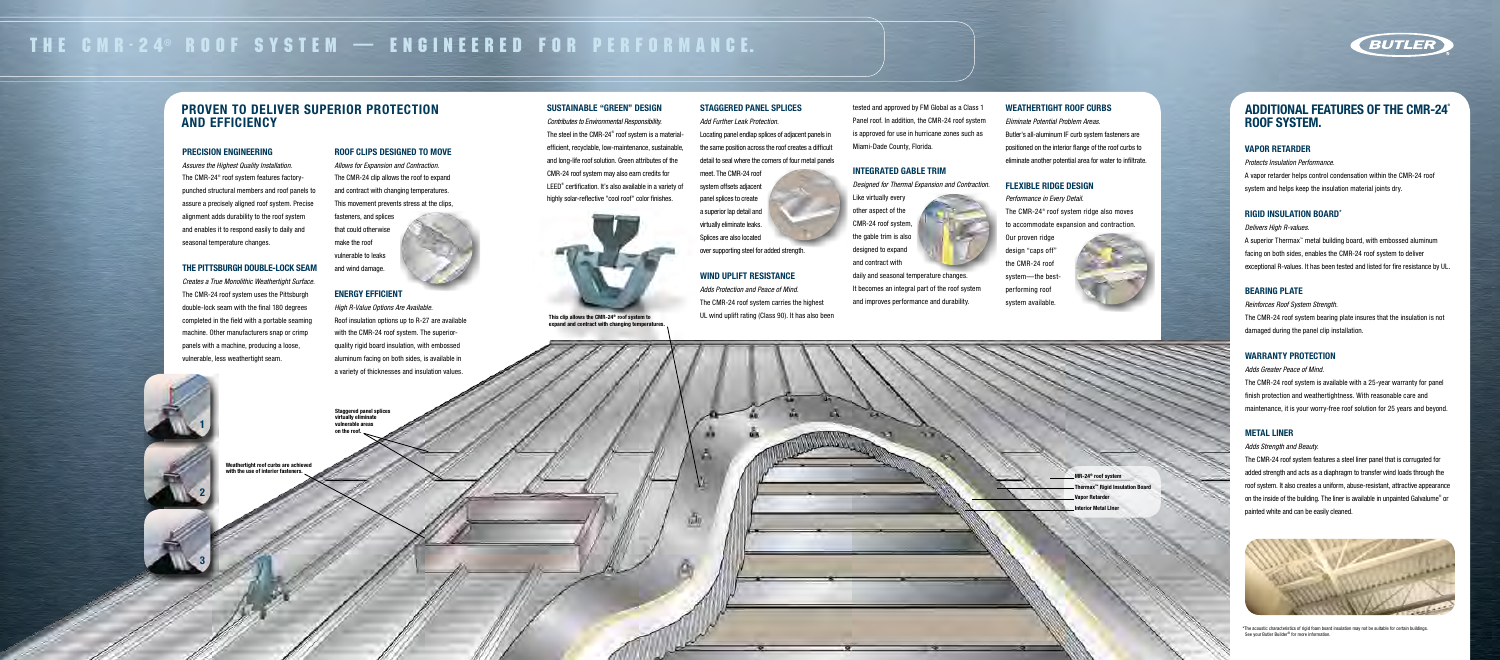# THE CMR-24® ROOF SYSTEM — ENGINEERED FOR PERFORMANCE.

## PROVEN TO DELIVER SUPERIOR PROTECTION AND EFFICIENCY

### PRECISION ENGINEERING

*Assures the Highest Quality Installation.*

The CMR-24® roof system features factory-punched structural members and roof panels to assure a precisely aligned roof system. Precise alignment adds durability to the roof system and enables it to respond easily to daily and seasonal temperature changes.

### THE PITTSBURGH DOUBLE-LOCK SEAM

*Creates a True Monolithic Weathertight Surface.*

The CMR-24 roof system uses the Pittsburgh double-lock seam with the final 180 degrees completed in the field with a portable seaming machine. Other manufacturers snap or crimp panels with a machine, producing a loose, vulnerable, less weathertight seam.

### ROOF CLIPS DESIGNED TO MOVE

*Allows for Expansion and Contraction.*

The CMR-24 clip allows the roof to expand and contract with changing temperatures. This movement prevents stress at the clips, fasteners, and splices that could otherwise make the roof vulnerable to leaks and wind damage.

### ENERGY EFFICIENT

*High R-Value Options Are Available.*

Roof insulation options up to R-27 are available with the CMR-24 roof system. The superior-quality rigid board insulation, with embossed aluminum facing on both sides, is available in a variety of thicknesses and insulation values.

### SUSTAINABLE "GREEN" DESIGN

*Contributes to Environmental Responsibility.*

The steel in the CMR-24® roof system is a material-efficient, recyclable, low-maintenance, sustainable, and long-life roof solution. Green attributes of the CMR-24 roof system may also earn credits for LEED® certification. It's also available in a variety of highly solar-reflective "cool roof" color finishes.

This clip allows the CMR-24® roof system to expand and contract with changing temperatures.

### STAGGERED PANEL SPLICES

*Add Further Leak Protection.*

Locating panel endlap splices of adjacent panels in the same position across the roof creates a difficult detail to seal where the corners of four metal panels meet. The CMR-24 roof system offsets adjacent panel splices to create a superior lap detail and virtually eliminate leaks. Splices are also located over supporting steel for added strength.

### WIND UPLIFT RESISTANCE

*Adds Protection and Peace of Mind.*

The CMR-24 roof system carries the highest UL wind uplift rating (Class 90). It has also been tested and approved by FM Global as a Class 1 Panel roof. In addition, the CMR-24 roof system is approved for use in hurricane zones such as Miami-Dade County, Florida.

### INTEGRATED GABLE TRIM

*Designed for Thermal Expansion and Contraction.*

Like virtually every other aspect of the CMR-24 roof system, the gable trim is also designed to expand and contract with daily and seasonal temperature changes. It becomes an integral part of the roof system and improves performance and durability.

### WEATHERTIGHT ROOF CURBS

*Eliminate Potential Problem Areas.*

Butler's all-aluminum IF curb system fasteners are positioned on the interior flange of the roof curbs to eliminate another potential area for water to infiltrate.

### FLEXIBLE RIDGE DESIGN

*Performance in Every Detail.*

The CMR-24® roof system ridge also moves to accommodate expansion and contraction. Our proven ridge design "caps off" the CMR-24 roof system—the best-performing roof system available.

Staggered panel splices virtually eliminate vulnerable areas on the roof.

Weathertight roof curbs are achieved with the use of interior fasteners.

1

2

3

CMR-24® roof system

Thermax™ Rigid Insulation Board

Vapor Retarder

Interior Metal Liner

## ADDITIONAL FEATURES OF THE CMR-24® ROOF SYSTEM.

### VAPOR RETARDER

*Protects Insulation Performance.*

A vapor retarder helps control condensation within the CMR-24 roof system and helps keep the insulation material joints dry.

### RIGID INSULATION BOARD*

*Delivers High R-values.*

A superior Thermax™ metal building board, with embossed aluminum facing on both sides, enables the CMR-24 roof system to deliver exceptional R-values. It has been tested and listed for fire resistance by UL.

### BEARING PLATE

*Reinforces Roof System Strength.*

The CMR-24 roof system bearing plate insures that the insulation is not damaged during the panel clip installation.

### WARRANTY PROTECTION

*Adds Greater Peace of Mind.*

The CMR-24 roof system is available with a 25-year warranty for panel finish protection and weathertightness. With reasonable care and maintenance, it is your worry-free roof solution for 25 years and beyond.

### METAL LINER

*Adds Strength and Beauty.*

The CMR-24 roof system features a steel liner panel that is corrugated for added strength and acts as a diaphragm to transfer wind loads through the roof system. It also creates a uniform, abuse-resistant, attractive appearance on the inside of the building. The liner is available in unpainted Galvalume® or painted white and can be easily cleaned.

*The acoustic characteristics of rigid foam board insulation may not be suitable for certain buildings. See your Butler Builder® for more information.